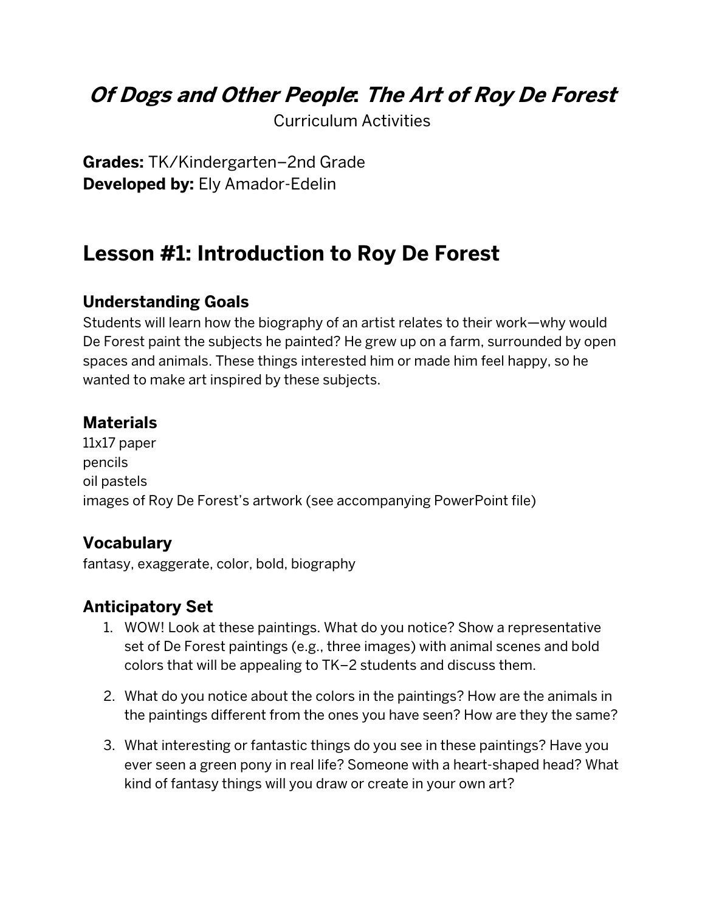# *Of Dogs and Other People*: *The Art of Roy De Forest*

Curriculum Activities

**Grades:** TK/Kindergarten–2nd Grade
**Developed by:** Ely Amador-Edelin

## Lesson #1: Introduction to Roy De Forest

### Understanding Goals

Students will learn how the biography of an artist relates to their work—why would De Forest paint the subjects he painted? He grew up on a farm, surrounded by open spaces and animals. These things interested him or made him feel happy, so he wanted to make art inspired by these subjects.

### Materials

11x17 paper
pencils
oil pastels
images of Roy De Forest's artwork (see accompanying PowerPoint file)

### Vocabulary

fantasy, exaggerate, color, bold, biography

### Anticipatory Set

1. WOW! Look at these paintings. What do you notice? Show a representative set of De Forest paintings (e.g., three images) with animal scenes and bold colors that will be appealing to TK–2 students and discuss them.

2. What do you notice about the colors in the paintings? How are the animals in the paintings different from the ones you have seen? How are they the same?

3. What interesting or fantastic things do you see in these paintings? Have you ever seen a green pony in real life? Someone with a heart-shaped head? What kind of fantasy things will you draw or create in your own art?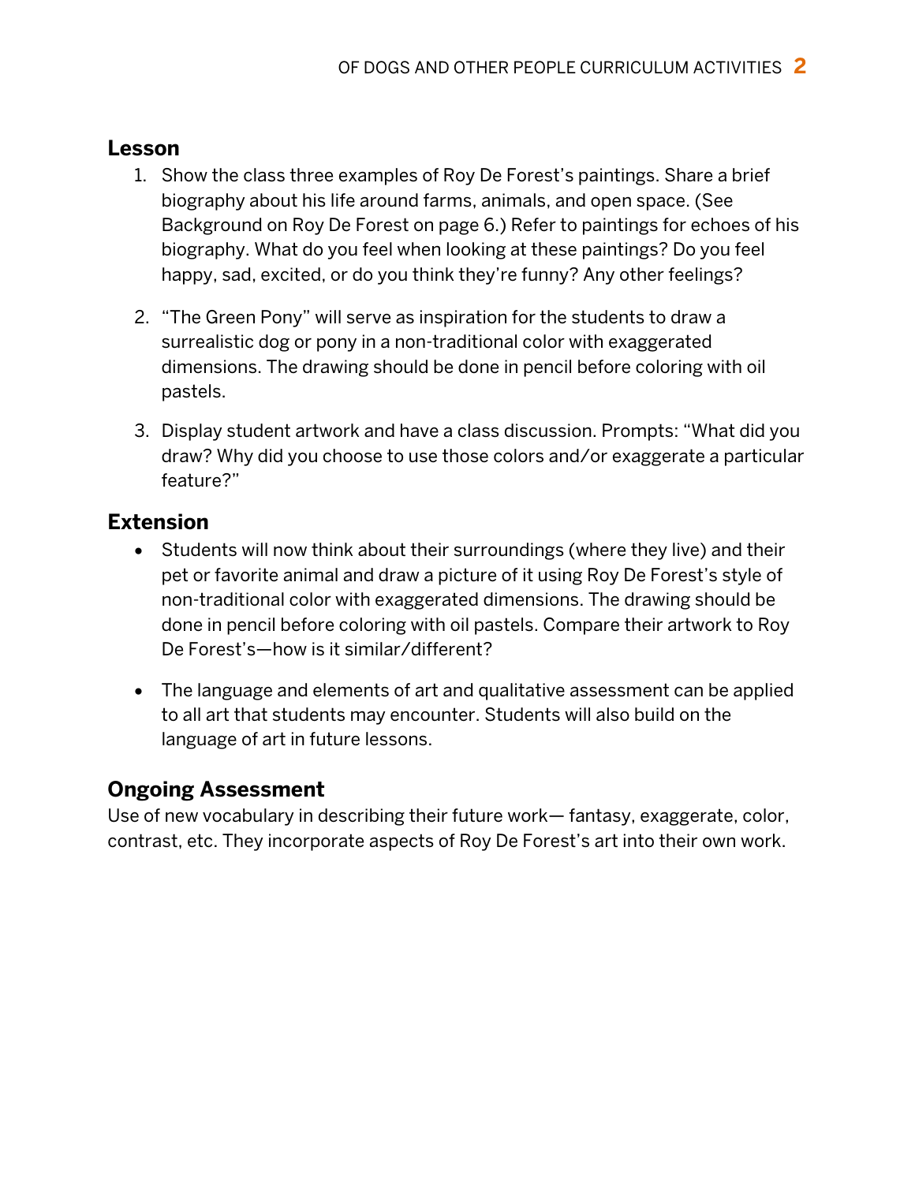## Lesson

1. Show the class three examples of Roy De Forest's paintings. Share a brief biography about his life around farms, animals, and open space. (See Background on Roy De Forest on page 6.) Refer to paintings for echoes of his biography. What do you feel when looking at these paintings? Do you feel happy, sad, excited, or do you think they're funny? Any other feelings?

2. "The Green Pony" will serve as inspiration for the students to draw a surrealistic dog or pony in a non-traditional color with exaggerated dimensions. The drawing should be done in pencil before coloring with oil pastels.

3. Display student artwork and have a class discussion. Prompts: "What did you draw? Why did you choose to use those colors and/or exaggerate a particular feature?"

## Extension

- Students will now think about their surroundings (where they live) and their pet or favorite animal and draw a picture of it using Roy De Forest's style of non-traditional color with exaggerated dimensions. The drawing should be done in pencil before coloring with oil pastels. Compare their artwork to Roy De Forest's—how is it similar/different?

- The language and elements of art and qualitative assessment can be applied to all art that students may encounter. Students will also build on the language of art in future lessons.

## Ongoing Assessment

Use of new vocabulary in describing their future work— fantasy, exaggerate, color, contrast, etc. They incorporate aspects of Roy De Forest's art into their own work.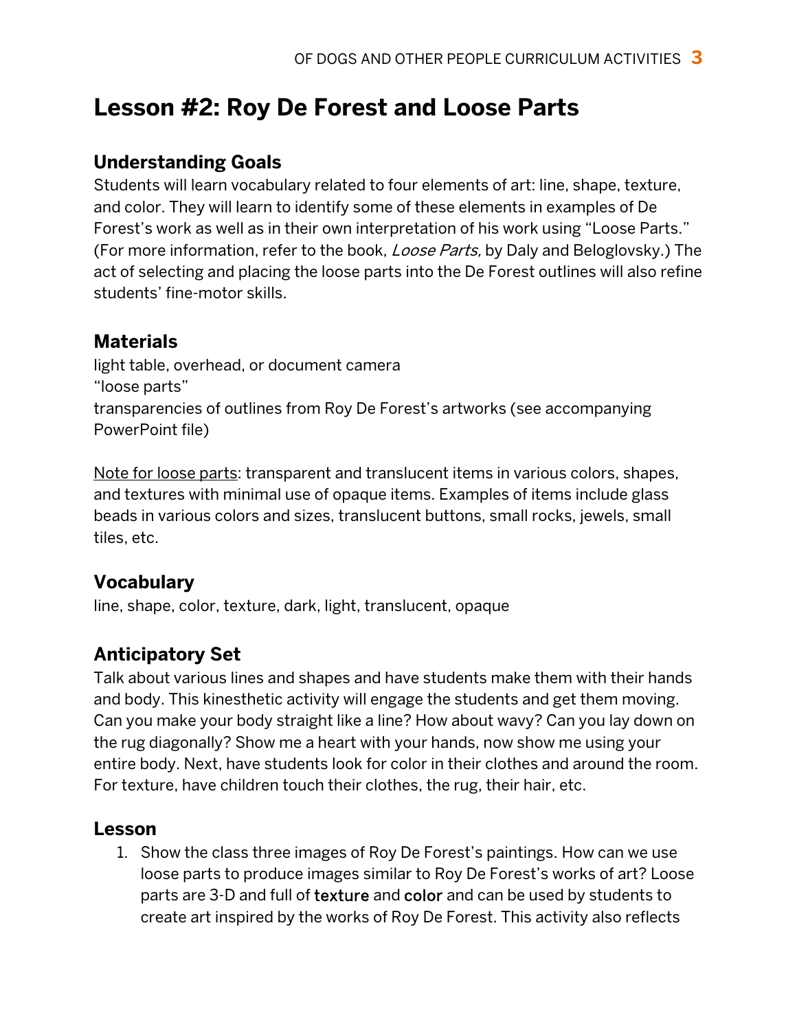# Lesson #2: Roy De Forest and Loose Parts

## Understanding Goals

Students will learn vocabulary related to four elements of art: line, shape, texture, and color. They will learn to identify some of these elements in examples of De Forest's work as well as in their own interpretation of his work using "Loose Parts." (For more information, refer to the book, *Loose Parts,* by Daly and Beloglovsky.) The act of selecting and placing the loose parts into the De Forest outlines will also refine students' fine-motor skills.

## Materials

light table, overhead, or document camera
"loose parts"
transparencies of outlines from Roy De Forest's artworks (see accompanying PowerPoint file)

<u>Note for loose parts</u>: transparent and translucent items in various colors, shapes, and textures with minimal use of opaque items. Examples of items include glass beads in various colors and sizes, translucent buttons, small rocks, jewels, small tiles, etc.

## Vocabulary

line, shape, color, texture, dark, light, translucent, opaque

## Anticipatory Set

Talk about various lines and shapes and have students make them with their hands and body. This kinesthetic activity will engage the students and get them moving. Can you make your body straight like a line? How about wavy? Can you lay down on the rug diagonally? Show me a heart with your hands, now show me using your entire body. Next, have students look for color in their clothes and around the room. For texture, have children touch their clothes, the rug, their hair, etc.

## Lesson

1. Show the class three images of Roy De Forest's paintings. How can we use loose parts to produce images similar to Roy De Forest's works of art? Loose parts are 3-D and full of **texture** and **color** and can be used by students to create art inspired by the works of Roy De Forest. This activity also reflects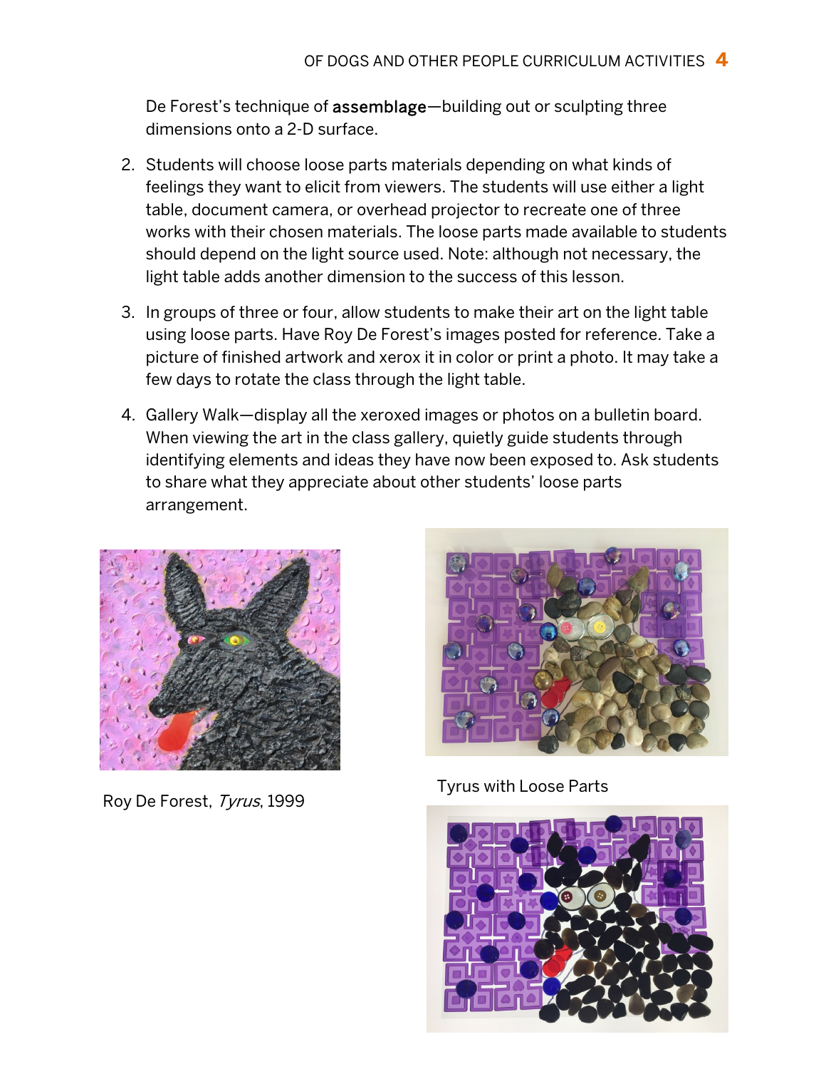De Forest's technique of **assemblage**—building out or sculpting three dimensions onto a 2-D surface.

2. Students will choose loose parts materials depending on what kinds of feelings they want to elicit from viewers. The students will use either a light table, document camera, or overhead projector to recreate one of three works with their chosen materials. The loose parts made available to students should depend on the light source used. Note: although not necessary, the light table adds another dimension to the success of this lesson.

3. In groups of three or four, allow students to make their art on the light table using loose parts. Have Roy De Forest's images posted for reference. Take a picture of finished artwork and xerox it in color or print a photo. It may take a few days to rotate the class through the light table.

4. Gallery Walk—display all the xeroxed images or photos on a bulletin board. When viewing the art in the class gallery, quietly guide students through identifying elements and ideas they have now been exposed to. Ask students to share what they appreciate about other students' loose parts arrangement.

Roy De Forest, *Tyrus*, 1999

Tyrus with Loose Parts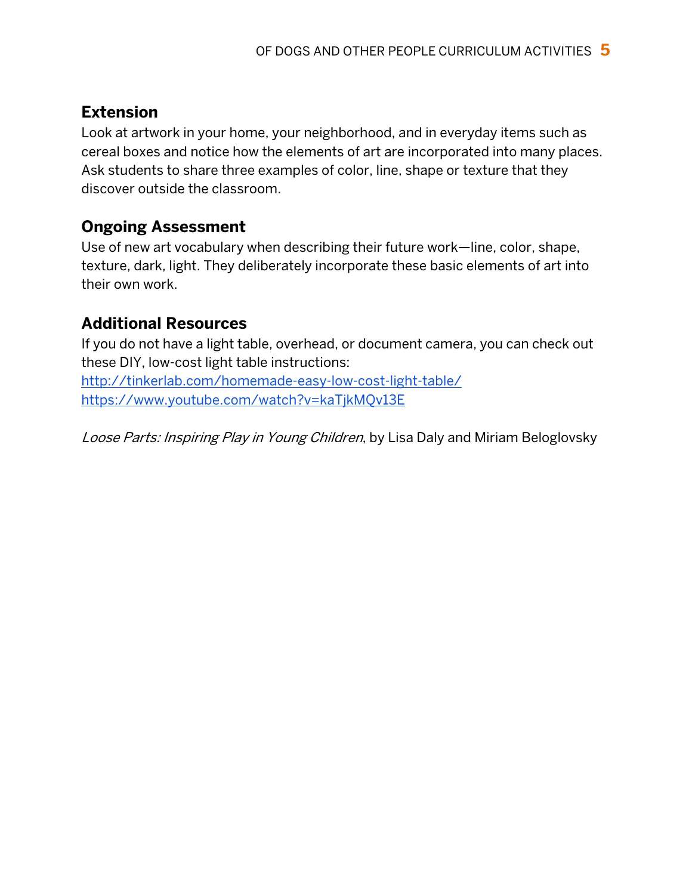## Extension

Look at artwork in your home, your neighborhood, and in everyday items such as cereal boxes and notice how the elements of art are incorporated into many places. Ask students to share three examples of color, line, shape or texture that they discover outside the classroom.

## Ongoing Assessment

Use of new art vocabulary when describing their future work—line, color, shape, texture, dark, light. They deliberately incorporate these basic elements of art into their own work.

## Additional Resources

If you do not have a light table, overhead, or document camera, you can check out these DIY, low-cost light table instructions:
[http://tinkerlab.com/homemade-easy-low-cost-light-table/](http://tinkerlab.com/homemade-easy-low-cost-light-table/)
[https://www.youtube.com/watch?v=kaTjkMQv13E](https://www.youtube.com/watch?v=kaTjkMQv13E)

*Loose Parts: Inspiring Play in Young Children*, by Lisa Daly and Miriam Beloglovsky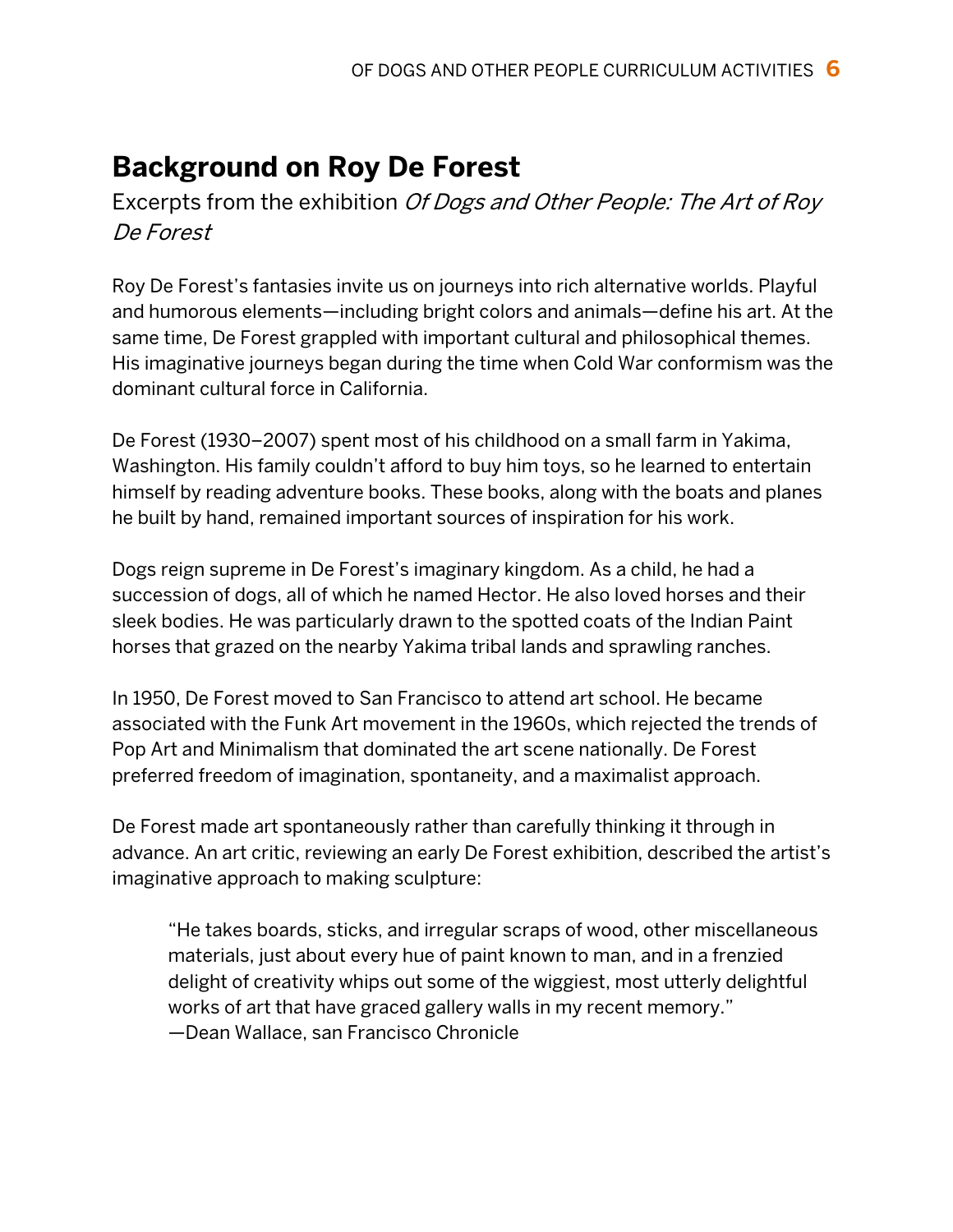# Background on Roy De Forest

Excerpts from the exhibition *Of Dogs and Other People: The Art of Roy De Forest*

Roy De Forest's fantasies invite us on journeys into rich alternative worlds. Playful and humorous elements—including bright colors and animals—define his art. At the same time, De Forest grappled with important cultural and philosophical themes. His imaginative journeys began during the time when Cold War conformism was the dominant cultural force in California.

De Forest (1930–2007) spent most of his childhood on a small farm in Yakima, Washington. His family couldn't afford to buy him toys, so he learned to entertain himself by reading adventure books. These books, along with the boats and planes he built by hand, remained important sources of inspiration for his work.

Dogs reign supreme in De Forest's imaginary kingdom. As a child, he had a succession of dogs, all of which he named Hector. He also loved horses and their sleek bodies. He was particularly drawn to the spotted coats of the Indian Paint horses that grazed on the nearby Yakima tribal lands and sprawling ranches.

In 1950, De Forest moved to San Francisco to attend art school. He became associated with the Funk Art movement in the 1960s, which rejected the trends of Pop Art and Minimalism that dominated the art scene nationally. De Forest preferred freedom of imagination, spontaneity, and a maximalist approach.

De Forest made art spontaneously rather than carefully thinking it through in advance. An art critic, reviewing an early De Forest exhibition, described the artist's imaginative approach to making sculpture:

> "He takes boards, sticks, and irregular scraps of wood, other miscellaneous materials, just about every hue of paint known to man, and in a frenzied delight of creativity whips out some of the wiggiest, most utterly delightful works of art that have graced gallery walls in my recent memory."
> —Dean Wallace, san Francisco Chronicle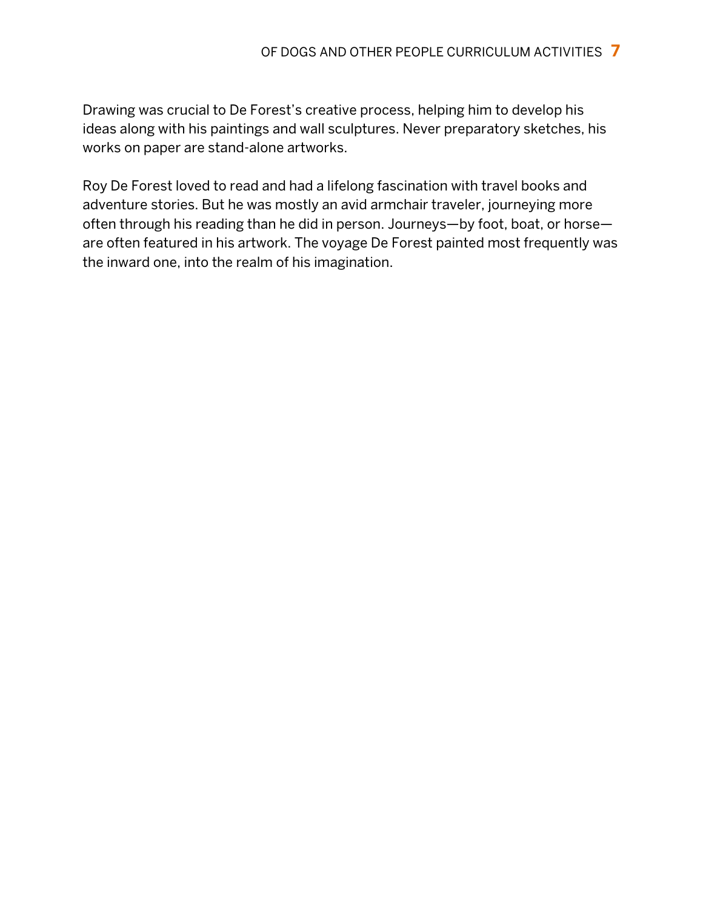Drawing was crucial to De Forest's creative process, helping him to develop his ideas along with his paintings and wall sculptures. Never preparatory sketches, his works on paper are stand-alone artworks.

Roy De Forest loved to read and had a lifelong fascination with travel books and adventure stories. But he was mostly an avid armchair traveler, journeying more often through his reading than he did in person. Journeys—by foot, boat, or horse—are often featured in his artwork. The voyage De Forest painted most frequently was the inward one, into the realm of his imagination.